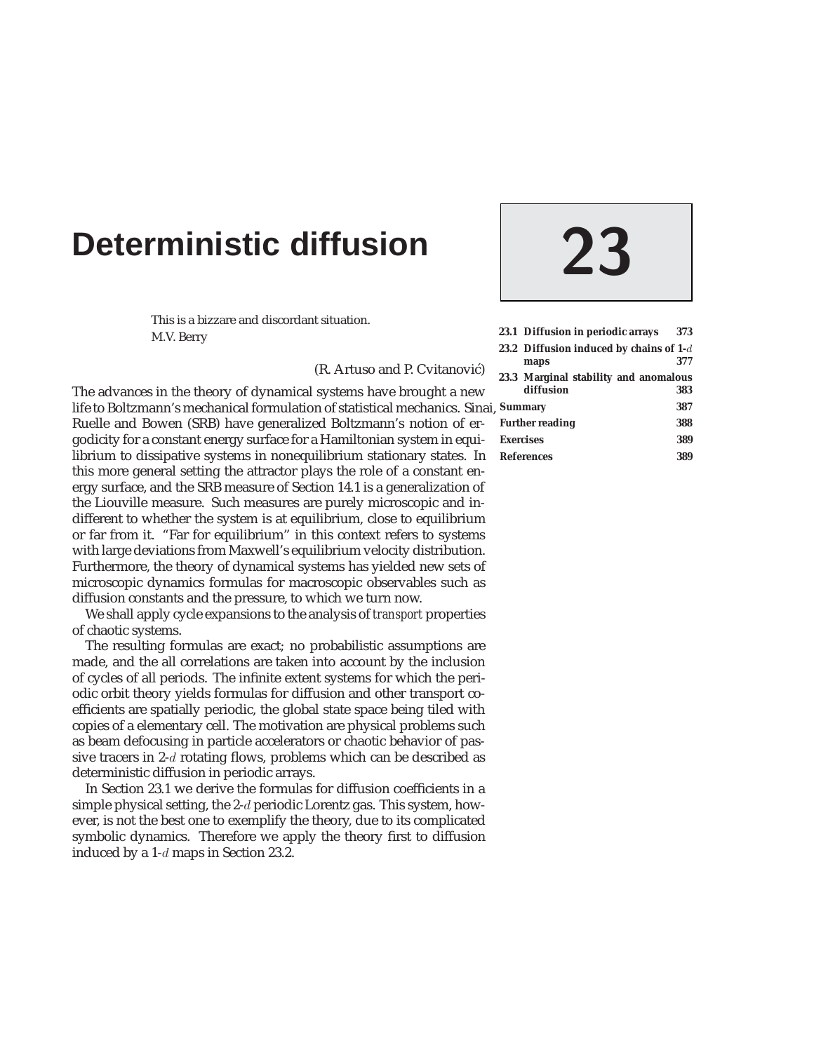# 23 Deterministic diffusion

| | | |
|---|---|---|
| 23.1 | Diffusion in periodic arrays | 373 |
| 23.2 | Diffusion induced by chains of 1-$d$ maps | 377 |
| 23.3 | Marginal stability and anomalous diffusion | 383 |
| | Summary | 387 |
| | Further reading | 388 |
| | Exercises | 389 |
| | References | 389 |

> This is a bizzare and discordant situation.
> M.V. Berry

(R. Artuso and P. Cvitanović)

The advances in the theory of dynamical systems have brought a new life to Boltzmann's mechanical formulation of statistical mechanics. Sinai, Ruelle and Bowen (SRB) have generalized Boltzmann's notion of ergodicity for a constant energy surface for a Hamiltonian system in equilibrium to dissipative systems in nonequilibrium stationary states. In this more general setting the attractor plays the role of a constant energy surface, and the SRB measure of Section 14.1 is a generalization of the Liouville measure. Such measures are purely microscopic and indifferent to whether the system is at equilibrium, close to equilibrium or far from it. "Far for equilibrium" in this context refers to systems with large deviations from Maxwell's equilibrium velocity distribution. Furthermore, the theory of dynamical systems has yielded new sets of microscopic dynamics formulas for macroscopic observables such as diffusion constants and the pressure, to which we turn now.

We shall apply cycle expansions to the analysis of *transport* properties of chaotic systems.

The resulting formulas are exact; no probabilistic assumptions are made, and the all correlations are taken into account by the inclusion of cycles of all periods. The infinite extent systems for which the periodic orbit theory yields formulas for diffusion and other transport coefficients are spatially periodic, the global state space being tiled with copies of a elementary cell. The motivation are physical problems such as beam defocusing in particle accelerators or chaotic behavior of passive tracers in 2-$d$ rotating flows, problems which can be described as deterministic diffusion in periodic arrays.

In Section 23.1 we derive the formulas for diffusion coefficients in a simple physical setting, the 2-$d$ periodic Lorentz gas. This system, however, is not the best one to exemplify the theory, due to its complicated symbolic dynamics. Therefore we apply the theory first to diffusion induced by a 1-$d$ maps in Section 23.2.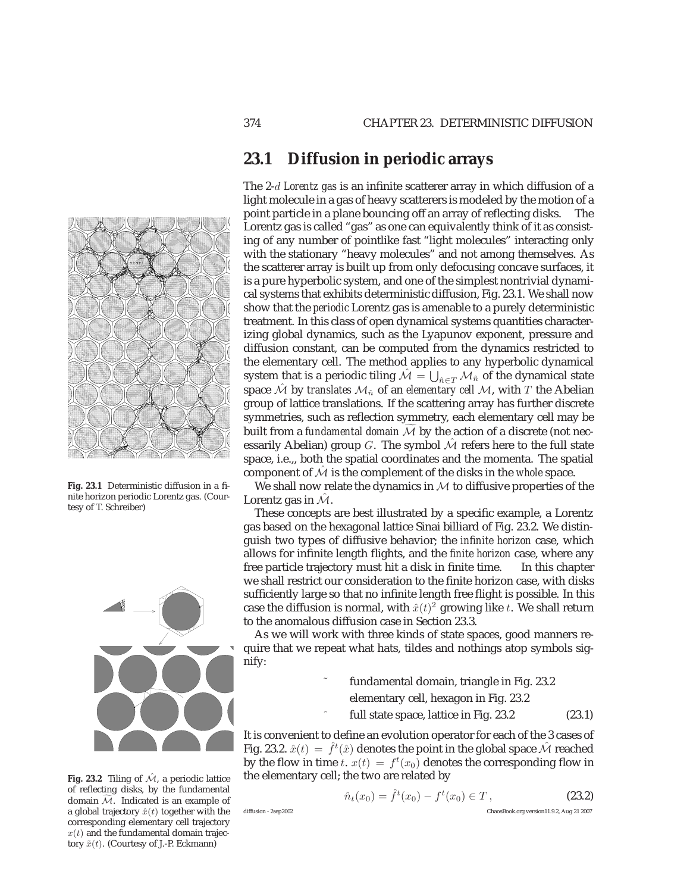## 23.1 Diffusion in periodic arrays

The 2-$d$ *Lorentz gas* is an infinite scatterer array in which diffusion of a light molecule in a gas of heavy scatterers is modeled by the motion of a point particle in a plane bouncing off an array of reflecting disks. The Lorentz gas is called "gas" as one can equivalently think of it as consisting of any number of pointlike fast "light molecules" interacting only with the stationary "heavy molecules" and not among themselves. As the scatterer array is built up from only defocusing concave surfaces, it is a pure hyperbolic system, and one of the simplest nontrivial dynamical systems that exhibits deterministic diffusion, Fig. 23.1. We shall now show that the *periodic* Lorentz gas is amenable to a purely deterministic treatment. In this class of open dynamical systems quantities characterizing global dynamics, such as the Lyapunov exponent, pressure and diffusion constant, can be computed from the dynamics restricted to the elementary cell. The method applies to any hyperbolic dynamical system that is a periodic tiling $\hat{\mathcal{M}} = \bigcup_{\hat{n} \in T} \mathcal{M}_{\hat{n}}$ of the dynamical state space $\hat{\mathcal{M}}$ by *translates* $\mathcal{M}_{\hat{n}}$ of an *elementary cell* $\mathcal{M}$, with $T$ the Abelian group of lattice translations. If the scattering array has further discrete symmetries, such as reflection symmetry, each elementary cell may be built from a *fundamental domain* $\widetilde{\mathcal{M}}$ by the action of a discrete (not necessarily Abelian) group $G$. The symbol $\hat{\mathcal{M}}$ refers here to the full state space, i.e.,, both the spatial coordinates and the momenta. The spatial component of $\hat{\mathcal{M}}$ is the complement of the disks in the *whole* space.

Fig. 23.1 Deterministic diffusion in a finite horizon periodic Lorentz gas. (Courtesy of T. Schreiber)

We shall now relate the dynamics in $\mathcal{M}$ to diffusive properties of the Lorentz gas in $\hat{\mathcal{M}}$.

These concepts are best illustrated by a specific example, a Lorentz gas based on the hexagonal lattice Sinai billiard of Fig. 23.2. We distinguish two types of diffusive behavior; the *infinite horizon* case, which allows for infinite length flights, and the *finite horizon* case, where any free particle trajectory must hit a disk in finite time. In this chapter we shall restrict our consideration to the finite horizon case, with disks sufficiently large so that no infinite length free flight is possible. In this case the diffusion is normal, with $\hat{x}(t)^2$ growing like $t$. We shall return to the anomalous diffusion case in Section 23.3.

As we will work with three kinds of state spaces, good manners require that we repeat what hats, tildes and nothings atop symbols signify:

$$
\begin{array}{ll}
\tilde{} & \text{fundamental domain, triangle in Fig. 23.2} \\
 & \text{elementary cell, hexagon in Fig. 23.2} \\
\hat{} & \text{full state space, lattice in Fig. 23.2}
\end{array}
\tag{23.1}
$$

Fig. 23.2 Tiling of $\hat{\mathcal{M}}$, a periodic lattice of reflecting disks, by the fundamental domain $\widetilde{\mathcal{M}}$. Indicated is an example of a global trajectory $\hat{x}(t)$ together with the corresponding elementary cell trajectory $x(t)$ and the fundamental domain trajectory $\tilde{x}(t)$. (Courtesy of J.-P. Eckmann)

It is convenient to define an evolution operator for each of the 3 cases of Fig. 23.2. $\hat{x}(t) = \hat{f}^t(\hat{x})$ denotes the point in the global space $\hat{\mathcal{M}}$ reached by the flow in time $t$. $x(t) = f^t(x_0)$ denotes the corresponding flow in the elementary cell; the two are related by

$$
\hat{n}_t(x_0) = \hat{f}^t(x_0) - f^t(x_0) \in T\,,
\tag{23.2}
$$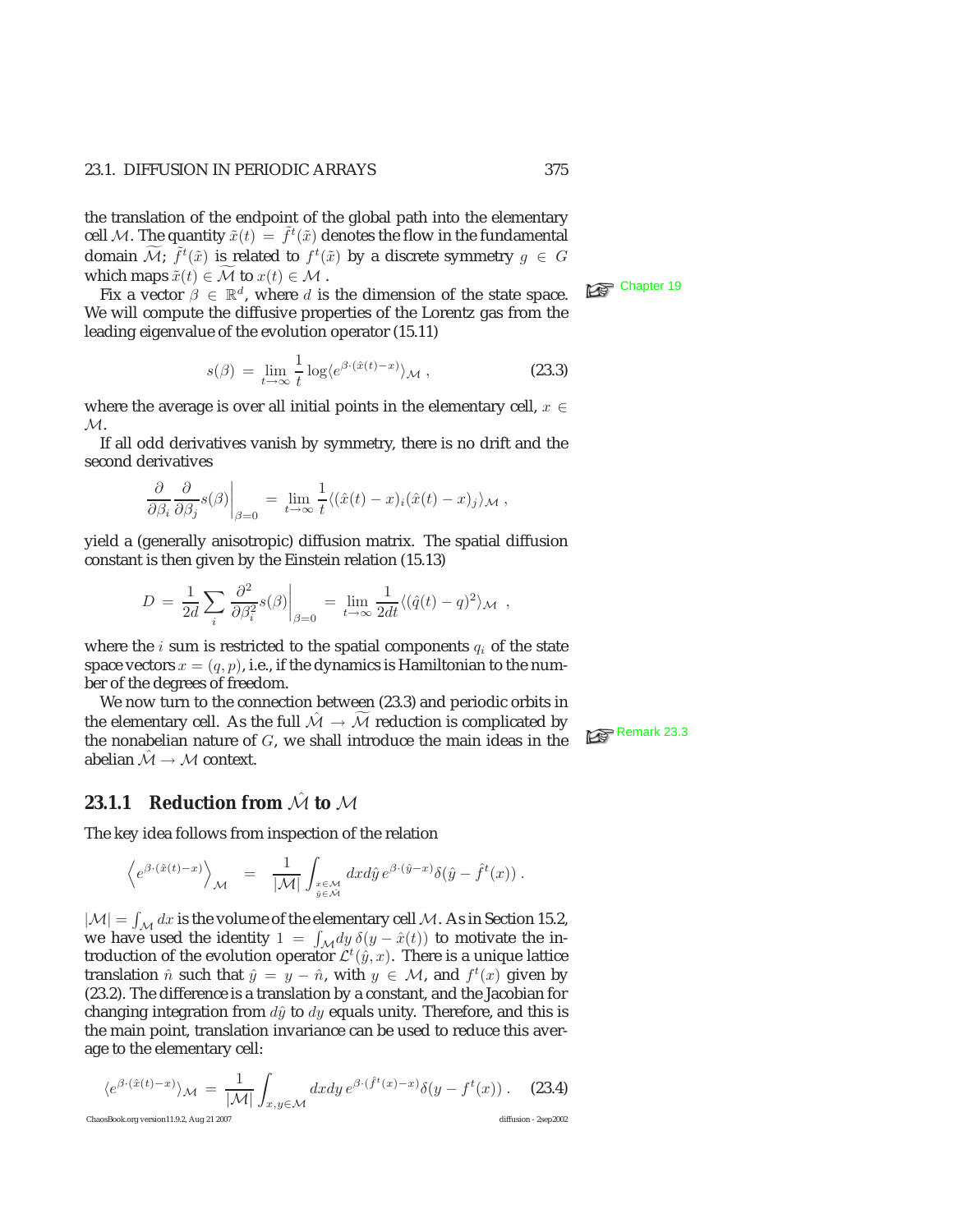the translation of the endpoint of the global path into the elementary cell $\mathcal{M}$. The quantity $\tilde{x}(t) = \tilde{f}^t(\tilde{x})$ denotes the flow in the fundamental domain $\widetilde{\mathcal{M}}$; $\tilde{f}^t(\tilde{x})$ is related to $f^t(\tilde{x})$ by a discrete symmetry $g \in G$ which maps $\tilde{x}(t) \in \widetilde{\mathcal{M}}$ to $x(t) \in \mathcal{M}$ .

Fix a vector $\beta \in \mathbb{R}^d$, where $d$ is the dimension of the state space. We will compute the diffusive properties of the Lorentz gas from the leading eigenvalue of the evolution operator (15.11)

Chapter 19

$$s(\beta) = \lim_{t\to\infty} \frac{1}{t} \log\langle e^{\beta\cdot(\hat{x}(t)-x)}\rangle_{\mathcal{M}} \,, \tag{23.3}$$

where the average is over all initial points in the elementary cell, $x \in \mathcal{M}$.

If all odd derivatives vanish by symmetry, there is no drift and the second derivatives

$$\left.\frac{\partial}{\partial\beta_i}\frac{\partial}{\partial\beta_j}s(\beta)\right|_{\beta=0} = \lim_{t\to\infty}\frac{1}{t}\langle(\hat{x}(t)-x)_i(\hat{x}(t)-x)_j\rangle_{\mathcal{M}} \,,$$

yield a (generally anisotropic) diffusion matrix. The spatial diffusion constant is then given by the Einstein relation (15.13)

$$D = \frac{1}{2d}\sum_i \left.\frac{\partial^2}{\partial\beta_i^2}s(\beta)\right|_{\beta=0} = \lim_{t\to\infty}\frac{1}{2dt}\langle(\hat{q}(t)-q)^2\rangle_{\mathcal{M}} \,,$$

where the $i$ sum is restricted to the spatial components $q_i$ of the state space vectors $x = (q, p)$, i.e., if the dynamics is Hamiltonian to the number of the degrees of freedom.

We now turn to the connection between (23.3) and periodic orbits in the elementary cell. As the full $\hat{\mathcal{M}} \to \widetilde{\mathcal{M}}$ reduction is complicated by the nonabelian nature of $G$, we shall introduce the main ideas in the abelian $\hat{\mathcal{M}} \to \mathcal{M}$ context.

Remark 23.3

### 23.1.1 Reduction from $\hat{\mathcal{M}}$ to $\mathcal{M}$

The key idea follows from inspection of the relation

$$\left\langle e^{\beta\cdot(\hat{x}(t)-x)}\right\rangle_{\mathcal{M}} = \frac{1}{|\mathcal{M}|}\int_{\substack{x\in\mathcal{M}\\ \hat{y}\in\hat{\mathcal{M}}}} dx d\hat{y}\, e^{\beta\cdot(\hat{y}-x)}\delta(\hat{y}-\hat{f}^t(x)) \,.$$

$|\mathcal{M}| = \int_{\mathcal{M}} dx$ is the volume of the elementary cell $\mathcal{M}$. As in Section 15.2, we have used the identity $1 = \int_{\mathcal{M}} dy\,\delta(y-\hat{x}(t))$ to motivate the introduction of the evolution operator $\mathcal{L}^t(\hat{y}, x)$. There is a unique lattice translation $\hat{n}$ such that $\hat{y} = y - \hat{n}$, with $y \in \mathcal{M}$, and $f^t(x)$ given by (23.2). The difference is a translation by a constant, and the Jacobian for changing integration from $d\hat{y}$ to $dy$ equals unity. Therefore, and this is the main point, translation invariance can be used to reduce this average to the elementary cell:

$$\langle e^{\beta\cdot(\hat{x}(t)-x)}\rangle_{\mathcal{M}} = \frac{1}{|\mathcal{M}|}\int_{x,y\in\mathcal{M}} dx dy\, e^{\beta\cdot(\hat{f}^t(x)-x)}\delta(y-f^t(x)) \,. \tag{23.4}$$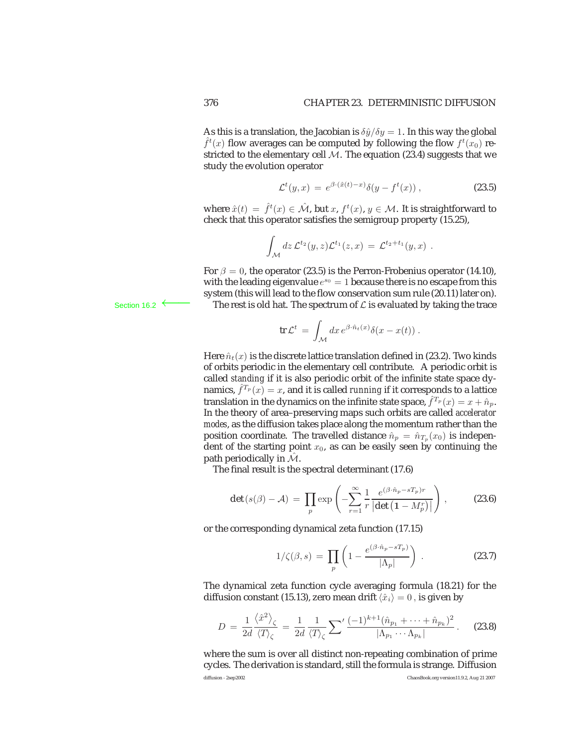As this is a translation, the Jacobian is $\delta\hat{y}/\delta y = 1$. In this way the global $\hat{f}^t(x)$ flow averages can be computed by following the flow $f^t(x_0)$ restricted to the elementary cell $\mathcal{M}$. The equation (23.4) suggests that we study the evolution operator

$$\mathcal{L}^t(y,x) = e^{\beta\cdot(\hat{x}(t)-x)}\delta(y - f^t(x)) , \tag{23.5}$$

where $\hat{x}(t) = \hat{f}^t(x) \in \hat{\mathcal{M}}$, but $x$, $f^t(x)$, $y \in \mathcal{M}$. It is straightforward to check that this operator satisfies the semigroup property (15.25),

$$\int_{\mathcal{M}} dz\, \mathcal{L}^{t_2}(y,z)\mathcal{L}^{t_1}(z,x) = \mathcal{L}^{t_2+t_1}(y,x) \ .$$

For $\beta = 0$, the operator (23.5) is the Perron-Frobenius operator (14.10), with the leading eigenvalue $e^{s_0} = 1$ because there is no escape from this system (this will lead to the flow conservation sum rule (20.11) later on).

Section 16.2 ⟵ The rest is old hat. The spectrum of $\mathcal{L}$ is evaluated by taking the trace

$$\mathrm{tr}\,\mathcal{L}^t = \int_{\mathcal{M}} dx\, e^{\beta\cdot\hat{n}_t(x)}\delta(x - x(t)) \ .$$

Here $\hat{n}_t(x)$ is the discrete lattice translation defined in (23.2). Two kinds of orbits periodic in the elementary cell contribute. A periodic orbit is called *standing* if it is also periodic orbit of the infinite state space dynamics, $\hat{f}^{T_p}(x) = x$, and it is called *running* if it corresponds to a lattice translation in the dynamics on the infinite state space, $\hat{f}^{T_p}(x) = x + \hat{n}_p$. In the theory of area–preserving maps such orbits are called *accelerator modes*, as the diffusion takes place along the momentum rather than the position coordinate. The travelled distance $\hat{n}_p = \hat{n}_{T_p}(x_0)$ is independent of the starting point $x_0$, as can be easily seen by continuing the path periodically in $\hat{\mathcal{M}}$.

The final result is the spectral determinant (17.6)

$$\det(s(\beta) - \mathcal{A}) = \prod_p \exp\left(-\sum_{r=1}^{\infty}\frac{1}{r}\frac{e^{(\beta\cdot\hat{n}_p - sT_p)r}}{\left|\det\left(\mathbf{1} - M_p^r\right)\right|}\right) , \tag{23.6}$$

or the corresponding dynamical zeta function (17.15)

$$1/\zeta(\beta,s) = \prod_p\left(1 - \frac{e^{(\beta\cdot\hat{n}_p - sT_p)}}{|\Lambda_p|}\right) \ . \tag{23.7}$$

The dynamical zeta function cycle averaging formula (18.21) for the diffusion constant (15.13), zero mean drift $\langle\hat{x}_i\rangle = 0$ , is given by

$$D = \frac{1}{2d}\frac{\left\langle\hat{x}^2\right\rangle_\zeta}{\langle T\rangle_\zeta} = \frac{1}{2d}\frac{1}{\langle T\rangle_\zeta}\sum{}' \frac{(-1)^{k+1}(\hat{n}_{p_1} + \cdots + \hat{n}_{p_k})^2}{|\Lambda_{p_1}\cdots\Lambda_{p_k}|} \, . \tag{23.8}$$

where the sum is over all distinct non-repeating combination of prime cycles. The derivation is standard, still the formula is strange. Diffusion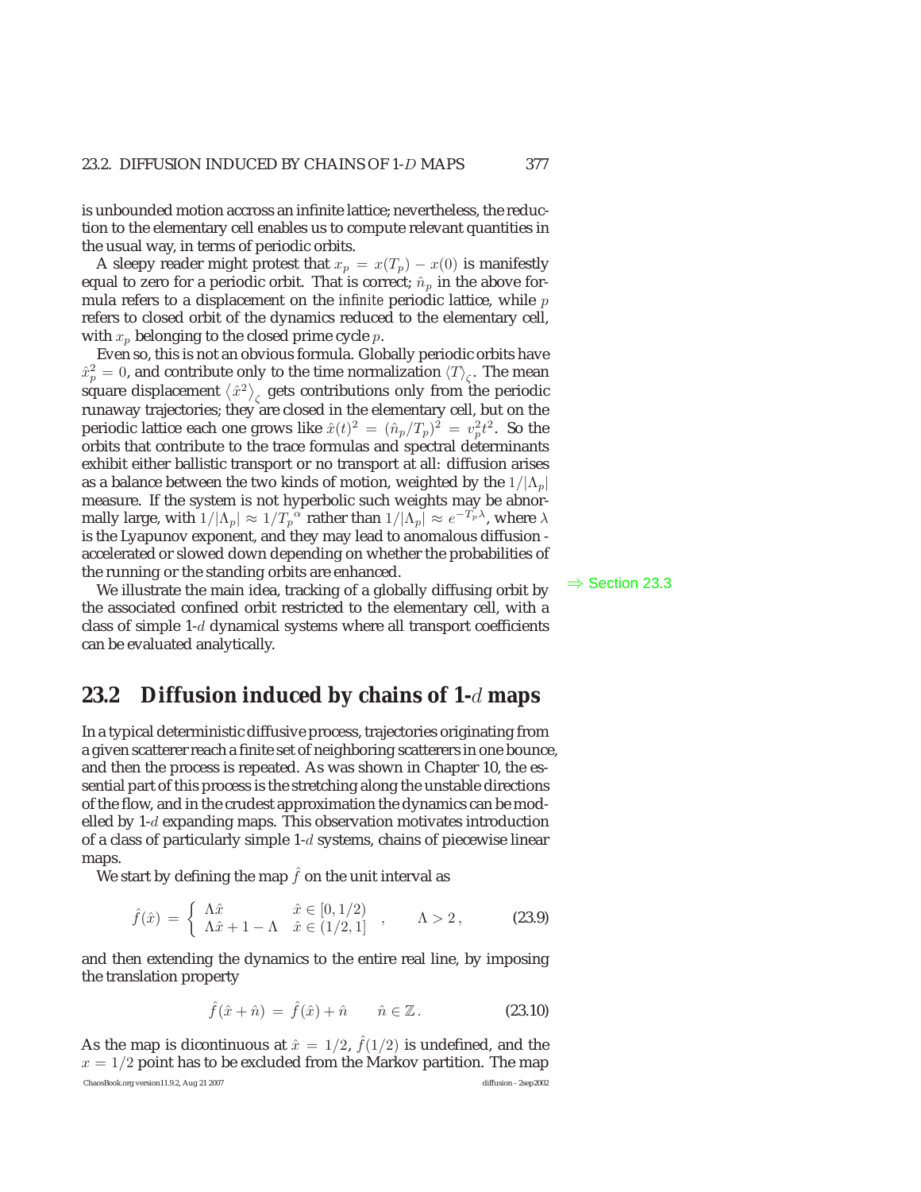is unbounded motion accross an infinite lattice; nevertheless, the reduction to the elementary cell enables us to compute relevant quantities in the usual way, in terms of periodic orbits.

A sleepy reader might protest that $x_p = x(T_p) - x(0)$ is manifestly equal to zero for a periodic orbit. That is correct; $\hat{n}_p$ in the above formula refers to a displacement on the *infinite* periodic lattice, while $p$ refers to closed orbit of the dynamics reduced to the elementary cell, with $x_p$ belonging to the closed prime cycle $p$.

Even so, this is not an obvious formula. Globally periodic orbits have $\hat{x}_p^2 = 0$, and contribute only to the time normalization $\langle T \rangle_\zeta$. The mean square displacement $\langle \hat{x}^2 \rangle_\zeta$ gets contributions only from the periodic runaway trajectories; they are closed in the elementary cell, but on the periodic lattice each one grows like $\hat{x}(t)^2 = (\hat{n}_p/T_p)^2 = v_p^2 t^2$. So the orbits that contribute to the trace formulas and spectral determinants exhibit either ballistic transport or no transport at all: diffusion arises as a balance between the two kinds of motion, weighted by the $1/|\Lambda_p|$ measure. If the system is not hyperbolic such weights may be abnormally large, with $1/|\Lambda_p| \approx 1/T_p{}^\alpha$ rather than $1/|\Lambda_p| \approx e^{-T_p \lambda}$, where $\lambda$ is the Lyapunov exponent, and they may lead to anomalous diffusion - accelerated or slowed down depending on whether the probabilities of the running or the standing orbits are enhanced.

⇒ Section 23.3

We illustrate the main idea, tracking of a globally diffusing orbit by the associated confined orbit restricted to the elementary cell, with a class of simple 1-$d$ dynamical systems where all transport coefficients can be evaluated analytically.

## 23.2 Diffusion induced by chains of 1-$d$ maps

In a typical deterministic diffusive process, trajectories originating from a given scatterer reach a finite set of neighboring scatterers in one bounce, and then the process is repeated. As was shown in Chapter 10, the essential part of this process is the stretching along the unstable directions of the flow, and in the crudest approximation the dynamics can be modelled by 1-$d$ expanding maps. This observation motivates introduction of a class of particularly simple 1-$d$ systems, chains of piecewise linear maps.

We start by defining the map $\hat{f}$ on the unit interval as

$$\hat{f}(\hat{x}) = \begin{cases} \Lambda \hat{x} & \hat{x} \in [0, 1/2) \\ \Lambda \hat{x} + 1 - \Lambda & \hat{x} \in (1/2, 1] \end{cases} , \qquad \Lambda > 2 , \tag{23.9}$$

and then extending the dynamics to the entire real line, by imposing the translation property

$$\hat{f}(\hat{x} + \hat{n}) = \hat{f}(\hat{x}) + \hat{n} \qquad \hat{n} \in \mathbb{Z} . \tag{23.10}$$

As the map is dicontinuous at $\hat{x} = 1/2$, $\hat{f}(1/2)$ is undefined, and the $x = 1/2$ point has to be excluded from the Markov partition. The map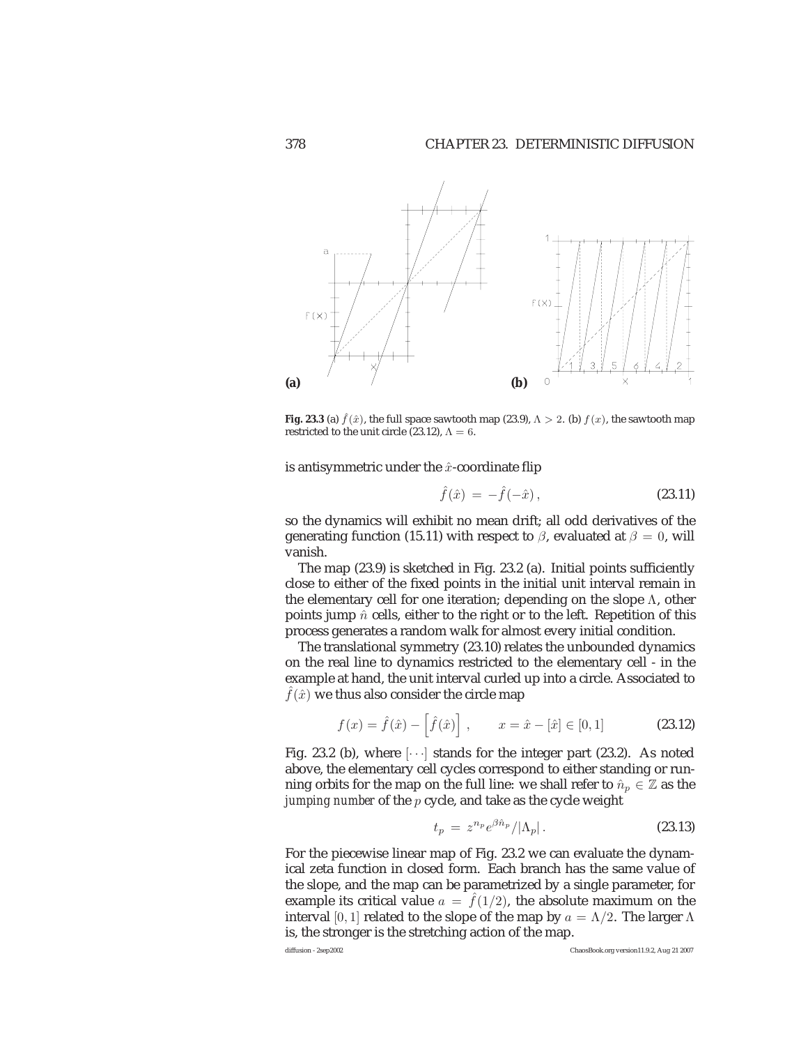**Fig. 23.3** (a) $\hat{f}(\hat{x})$, the full space sawtooth map (23.9), $\Lambda > 2$. (b) $f(x)$, the sawtooth map restricted to the unit circle (23.12), $\Lambda = 6$.

is antisymmetric under the $\hat{x}$-coordinate flip

$$\hat{f}(\hat{x}) = -\hat{f}(-\hat{x}), \tag{23.11}$$

so the dynamics will exhibit no mean drift; all odd derivatives of the generating function (15.11) with respect to $\beta$, evaluated at $\beta = 0$, will vanish.

The map (23.9) is sketched in Fig. 23.2 (a). Initial points sufficiently close to either of the fixed points in the initial unit interval remain in the elementary cell for one iteration; depending on the slope $\Lambda$, other points jump $\hat{n}$ cells, either to the right or to the left. Repetition of this process generates a random walk for almost every initial condition.

The translational symmetry (23.10) relates the unbounded dynamics on the real line to dynamics restricted to the elementary cell - in the example at hand, the unit interval curled up into a circle. Associated to $\hat{f}(\hat{x})$ we thus also consider the circle map

$$f(x) = \hat{f}(\hat{x}) - \left[\hat{f}(\hat{x})\right], \qquad x = \hat{x} - [\hat{x}] \in [0, 1] \tag{23.12}$$

Fig. 23.2 (b), where $[\cdots]$ stands for the integer part (23.2). As noted above, the elementary cell cycles correspond to either standing or running orbits for the map on the full line: we shall refer to $\hat{n}_p \in \mathbb{Z}$ as the *jumping number* of the $p$ cycle, and take as the cycle weight

$$t_p = z^{n_p} e^{\beta \hat{n}_p} / |\Lambda_p|. \tag{23.13}$$

For the piecewise linear map of Fig. 23.2 we can evaluate the dynamical zeta function in closed form. Each branch has the same value of the slope, and the map can be parametrized by a single parameter, for example its critical value $a = \hat{f}(1/2)$, the absolute maximum on the interval $[0, 1]$ related to the slope of the map by $a = \Lambda/2$. The larger $\Lambda$ is, the stronger is the stretching action of the map.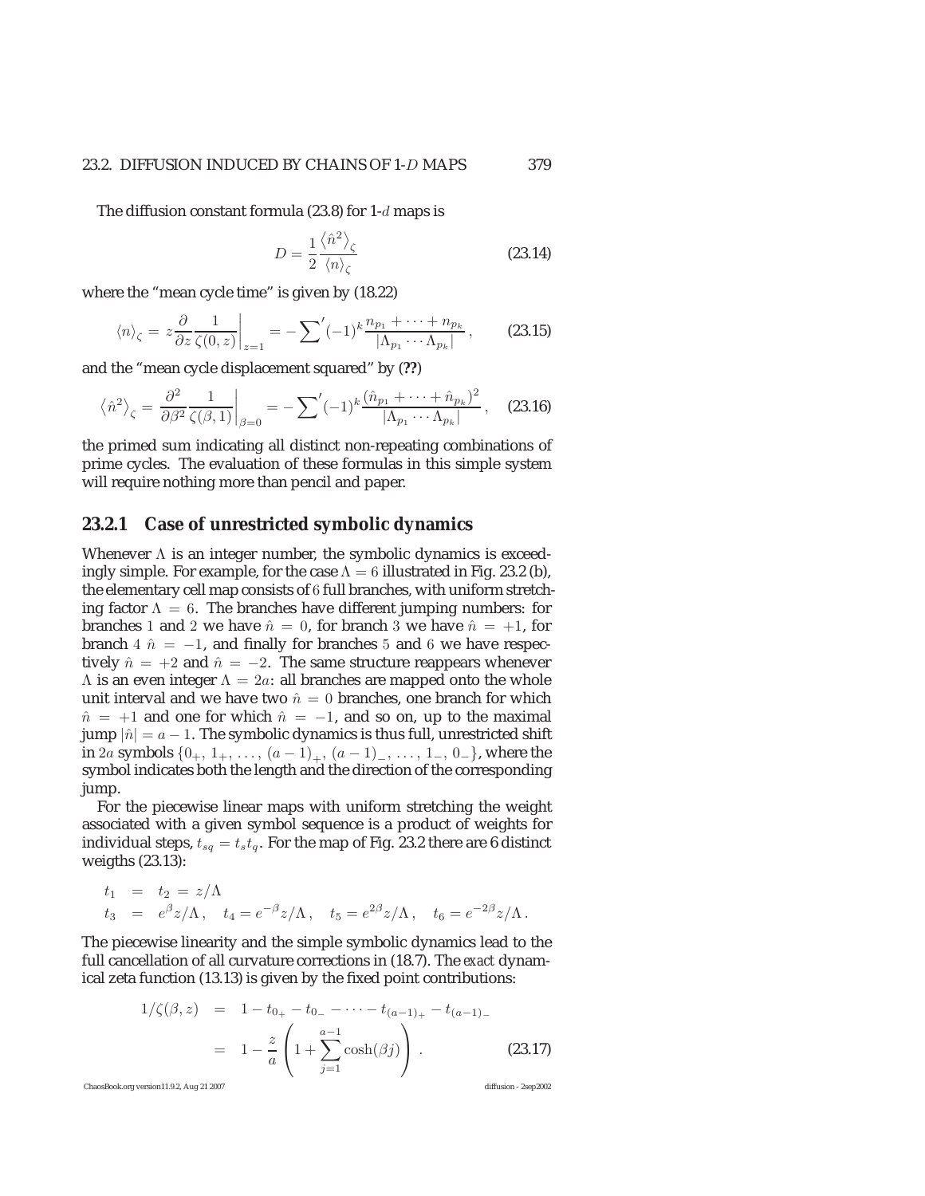The diffusion constant formula (23.8) for 1-$d$ maps is

$$D = \frac{1}{2} \frac{\langle \hat{n}^2 \rangle_\zeta}{\langle n \rangle_\zeta} \tag{23.14}$$

where the "mean cycle time" is given by (18.22)

$$\langle n \rangle_\zeta = z \frac{\partial}{\partial z} \frac{1}{\zeta(0,z)} \bigg|_{z=1} = -\sum{}' (-1)^k \frac{n_{p_1} + \cdots + n_{p_k}}{|\Lambda_{p_1} \cdots \Lambda_{p_k}|}, \tag{23.15}$$

and the "mean cycle displacement squared" by (**??**)

$$\langle \hat{n}^2 \rangle_\zeta = \frac{\partial^2}{\partial \beta^2} \frac{1}{\zeta(\beta,1)} \bigg|_{\beta=0} = -\sum{}' (-1)^k \frac{(\hat{n}_{p_1} + \cdots + \hat{n}_{p_k})^2}{|\Lambda_{p_1} \cdots \Lambda_{p_k}|}, \tag{23.16}$$

the primed sum indicating all distinct non-repeating combinations of prime cycles. The evaluation of these formulas in this simple system will require nothing more than pencil and paper.

### 23.2.1 Case of unrestricted symbolic dynamics

Whenever $\Lambda$ is an integer number, the symbolic dynamics is exceedingly simple. For example, for the case $\Lambda = 6$ illustrated in Fig. 23.2 (b), the elementary cell map consists of 6 full branches, with uniform stretching factor $\Lambda = 6$. The branches have different jumping numbers: for branches 1 and 2 we have $\hat{n} = 0$, for branch 3 we have $\hat{n} = +1$, for branch 4 $\hat{n} = -1$, and finally for branches 5 and 6 we have respectively $\hat{n} = +2$ and $\hat{n} = -2$. The same structure reappears whenever $\Lambda$ is an even integer $\Lambda = 2a$: all branches are mapped onto the whole unit interval and we have two $\hat{n} = 0$ branches, one branch for which $\hat{n} = +1$ and one for which $\hat{n} = -1$, and so on, up to the maximal jump $|\hat{n}| = a - 1$. The symbolic dynamics is thus full, unrestricted shift in $2a$ symbols $\{0_+, 1_+, \ldots, (a-1)_+, (a-1)_-, \ldots, 1_-, 0_-\}$, where the symbol indicates both the length and the direction of the corresponding jump.

For the piecewise linear maps with uniform stretching the weight associated with a given symbol sequence is a product of weights for individual steps, $t_{sq} = t_s t_q$. For the map of Fig. 23.2 there are 6 distinct weigths (23.13):

$$\begin{aligned}
t_1 &= t_2 = z/\Lambda \\
t_3 &= e^{\beta} z/\Lambda, \quad t_4 = e^{-\beta} z/\Lambda, \quad t_5 = e^{2\beta} z/\Lambda, \quad t_6 = e^{-2\beta} z/\Lambda .
\end{aligned}$$

The piecewise linearity and the simple symbolic dynamics lead to the full cancellation of all curvature corrections in (18.7). The *exact* dynamical zeta function (13.13) is given by the fixed point contributions:

$$\begin{aligned}
1/\zeta(\beta, z) &= 1 - t_{0_+} - t_{0_-} - \cdots - t_{(a-1)_+} - t_{(a-1)_-} \\
&= 1 - \frac{z}{a} \left( 1 + \sum_{j=1}^{a-1} \cosh(\beta j) \right) .
\end{aligned} \tag{23.17}$$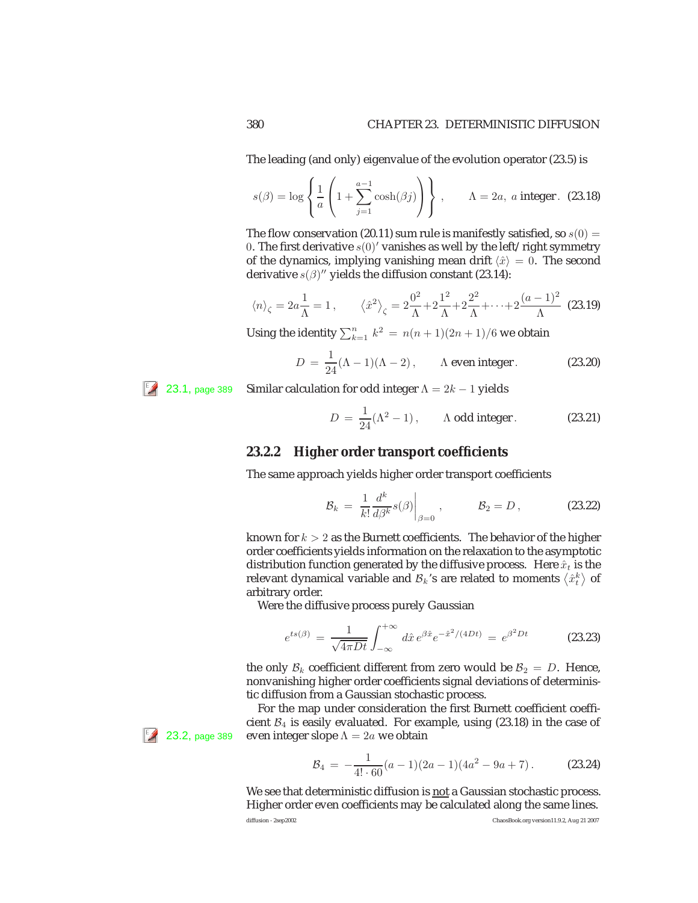The leading (and only) eigenvalue of the evolution operator (23.5) is

$$s(\beta) = \log \left\{ \frac{1}{a} \left( 1 + \sum_{j=1}^{a-1} \cosh(\beta j) \right) \right\} , \qquad \Lambda = 2a, \ a \text{ integer}. \quad (23.18)$$

The flow conservation (20.11) sum rule is manifestly satisfied, so $s(0) = 0$. The first derivative $s(0)'$ vanishes as well by the left/right symmetry of the dynamics, implying vanishing mean drift $\langle \hat{x} \rangle = 0$. The second derivative $s(\beta)''$ yields the diffusion constant (23.14):

$$\langle n \rangle_\zeta = 2a\frac{1}{\Lambda} = 1 , \qquad \left\langle \hat{x}^2 \right\rangle_\zeta = 2\frac{0^2}{\Lambda} + 2\frac{1^2}{\Lambda} + 2\frac{2^2}{\Lambda} + \cdots + 2\frac{(a-1)^2}{\Lambda} \quad (23.19)$$

Using the identity $\sum_{k=1}^{n} k^2 = n(n+1)(2n+1)/6$ we obtain

$$D = \frac{1}{24}(\Lambda - 1)(\Lambda - 2) , \qquad \Lambda \text{ even integer}. \quad (23.20)$$

23.1, page 389

Similar calculation for odd integer $\Lambda = 2k - 1$ yields

$$D = \frac{1}{24}(\Lambda^2 - 1) , \qquad \Lambda \text{ odd integer}. \quad (23.21)$$

### 23.2.2 Higher order transport coefficients

The same approach yields higher order transport coefficients

$$\mathcal{B}_k = \frac{1}{k!}\frac{d^k}{d\beta^k} s(\beta)\bigg|_{\beta=0} , \qquad \mathcal{B}_2 = D , \quad (23.22)$$

known for $k > 2$ as the Burnett coefficients. The behavior of the higher order coefficients yields information on the relaxation to the asymptotic distribution function generated by the diffusive process. Here $\hat{x}_t$ is the relevant dynamical variable and $\mathcal{B}_k$'s are related to moments $\left\langle \hat{x}_t^k \right\rangle$ of arbitrary order.

Were the diffusive process purely Gaussian

$$e^{ts(\beta)} = \frac{1}{\sqrt{4\pi D t}} \int_{-\infty}^{+\infty} d\hat{x}\, e^{\beta \hat{x}} e^{-\hat{x}^2/(4Dt)} = e^{\beta^2 D t} \quad (23.23)$$

the only $\mathcal{B}_k$ coefficient different from zero would be $\mathcal{B}_2 = D$. Hence, nonvanishing higher order coefficients signal deviations of deterministic diffusion from a Gaussian stochastic process.

For the map under consideration the first Burnett coefficient coefficient $\mathcal{B}_4$ is easily evaluated. For example, using (23.18) in the case of even integer slope $\Lambda = 2a$ we obtain

23.2, page 389

$$\mathcal{B}_4 = -\frac{1}{4! \cdot 60}(a-1)(2a-1)(4a^2 - 9a + 7) . \quad (23.24)$$

We see that deterministic diffusion is not a Gaussian stochastic process. Higher order even coefficients may be calculated along the same lines.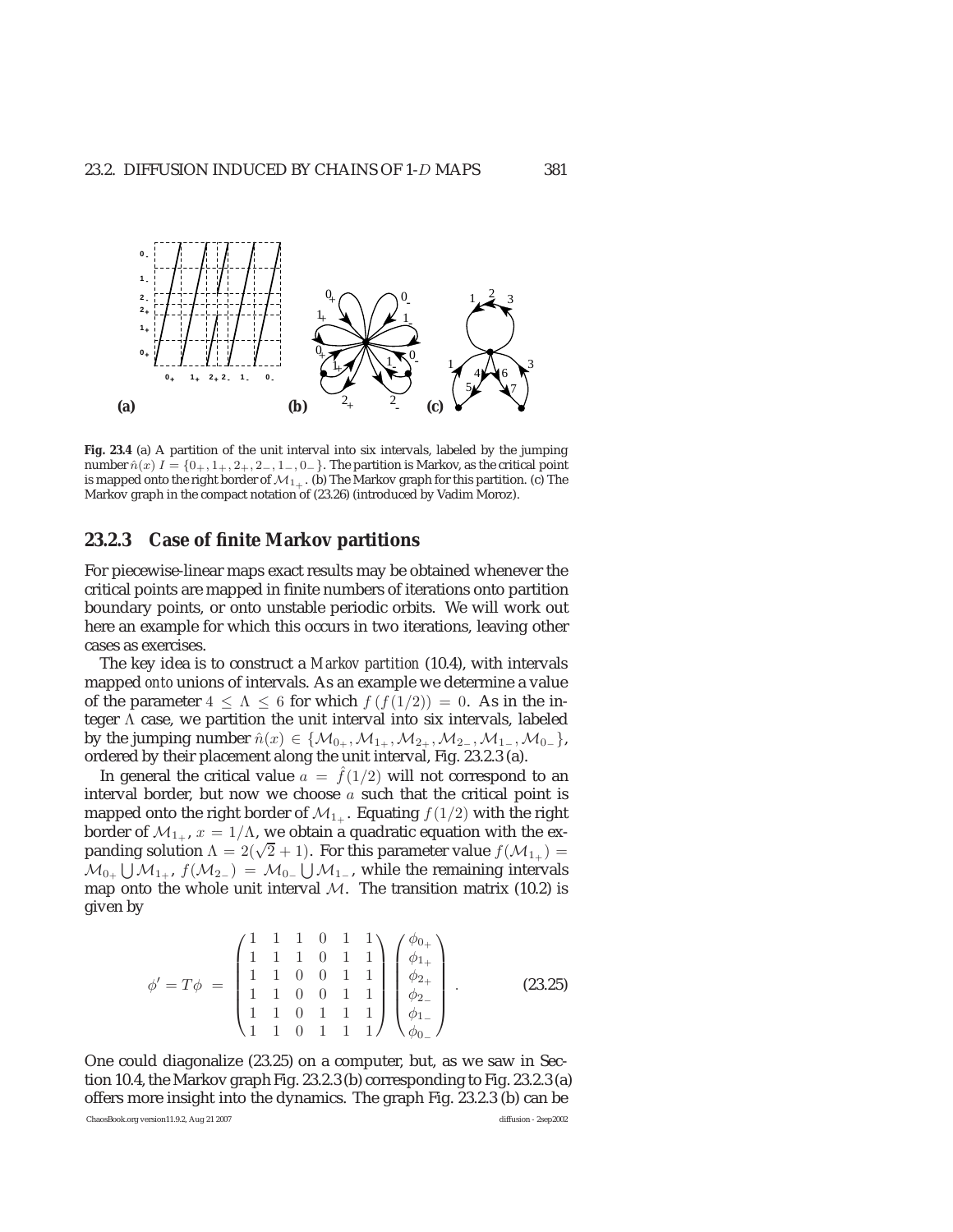**Fig. 23.4** (a) A partition of the unit interval into six intervals, labeled by the jumping number $\hat{n}(x)$ $I = \{0_+, 1_+, 2_+, 2_-, 1_-, 0_-\}$. The partition is Markov, as the critical point is mapped onto the right border of $\mathcal{M}_{1_+}$. (b) The Markov graph for this partition. (c) The Markov graph in the compact notation of (23.26) (introduced by Vadim Moroz).

### 23.2.3 Case of finite Markov partitions

For piecewise-linear maps exact results may be obtained whenever the critical points are mapped in finite numbers of iterations onto partition boundary points, or onto unstable periodic orbits. We will work out here an example for which this occurs in two iterations, leaving other cases as exercises.

The key idea is to construct a *Markov partition* (10.4), with intervals mapped *onto* unions of intervals. As an example we determine a value of the parameter $4 \leq \Lambda \leq 6$ for which $f(f(1/2)) = 0$. As in the integer $\Lambda$ case, we partition the unit interval into six intervals, labeled by the jumping number $\hat{n}(x) \in \{\mathcal{M}_{0_+}, \mathcal{M}_{1_+}, \mathcal{M}_{2_+}, \mathcal{M}_{2_-}, \mathcal{M}_{1_-}, \mathcal{M}_{0_-}\}$, ordered by their placement along the unit interval, Fig. 23.2.3 (a).

In general the critical value $a = \hat{f}(1/2)$ will not correspond to an interval border, but now we choose $a$ such that the critical point is mapped onto the right border of $\mathcal{M}_{1_+}$. Equating $f(1/2)$ with the right border of $\mathcal{M}_{1_+}$, $x = 1/\Lambda$, we obtain a quadratic equation with the expanding solution $\Lambda = 2(\sqrt{2}+1)$. For this parameter value $f(\mathcal{M}_{1_+}) = \mathcal{M}_{0_+} \bigcup \mathcal{M}_{1_+}$, $f(\mathcal{M}_{2_-}) = \mathcal{M}_{0_-} \bigcup \mathcal{M}_{1_-}$, while the remaining intervals map onto the whole unit interval $\mathcal{M}$. The transition matrix (10.2) is given by

$$
\phi' = T\phi \;=\; \begin{pmatrix} 1 & 1 & 1 & 0 & 1 & 1 \\ 1 & 1 & 1 & 0 & 1 & 1 \\ 1 & 1 & 0 & 0 & 1 & 1 \\ 1 & 1 & 0 & 0 & 1 & 1 \\ 1 & 1 & 0 & 1 & 1 & 1 \\ 1 & 1 & 0 & 1 & 1 & 1 \end{pmatrix} \begin{pmatrix} \phi_{0_+} \\ \phi_{1_+} \\ \phi_{2_+} \\ \phi_{2_-} \\ \phi_{1_-} \\ \phi_{0_-} \end{pmatrix} . \tag{23.25}
$$

One could diagonalize (23.25) on a computer, but, as we saw in Section 10.4, the Markov graph Fig. 23.2.3 (b) corresponding to Fig. 23.2.3 (a) offers more insight into the dynamics. The graph Fig. 23.2.3 (b) can be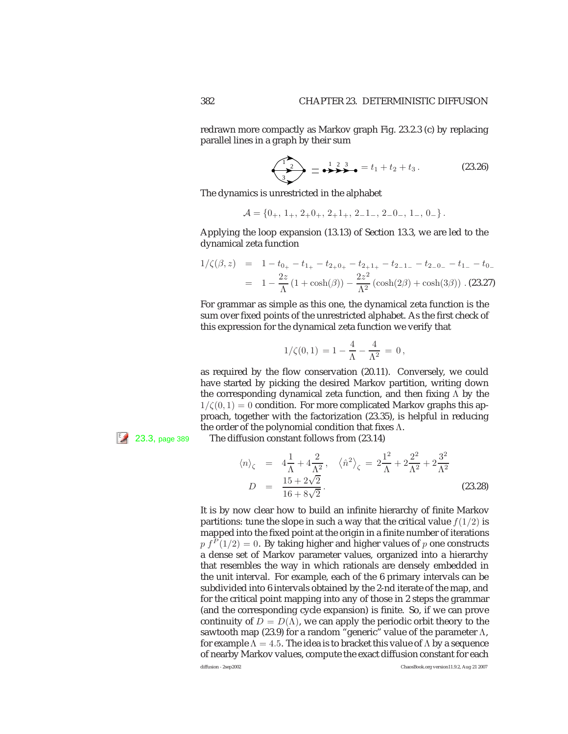redrawn more compactly as Markov graph Fig. 23.2.3 (c) by replacing parallel lines in a graph by their sum

$$= t_1 + t_2 + t_3 \,. \tag{23.26}$$

The dynamics is unrestricted in the alphabet

$$\mathcal{A} = \{0_+,\, 1_+,\, 2_+0_+,\, 2_+1_+,\, 2_-1_-,\, 2_-0_-,\, 1_-,\, 0_-\}\,.$$

Applying the loop expansion (13.13) of Section 13.3, we are led to the dynamical zeta function

$$\begin{aligned}
1/\zeta(\beta, z) &= 1 - t_{0_+} - t_{1_+} - t_{2_+0_+} - t_{2_+1_+} - t_{2_-1_-} - t_{2_-0_-} - t_{1_-} - t_{0_-} \\
&= 1 - \frac{2z}{\Lambda}\left(1 + \cosh(\beta)\right) - \frac{2z^2}{\Lambda^2}\left(\cosh(2\beta) + \cosh(3\beta)\right)\,.
\end{aligned} \tag{23.27}$$

For grammar as simple as this one, the dynamical zeta function is the sum over fixed points of the unrestricted alphabet. As the first check of this expression for the dynamical zeta function we verify that

$$1/\zeta(0, 1) = 1 - \frac{4}{\Lambda} - \frac{4}{\Lambda^2} = 0\,,$$

as required by the flow conservation (20.11). Conversely, we could have started by picking the desired Markov partition, writing down the corresponding dynamical zeta function, and then fixing $\Lambda$ by the $1/\zeta(0,1) = 0$ condition. For more complicated Markov graphs this approach, together with the factorization (23.35), is helpful in reducing the order of the polynomial condition that fixes $\Lambda$.

23.3, page 389

The diffusion constant follows from (23.14)

$$\begin{aligned}
\langle n \rangle_\zeta &= 4\frac{1}{\Lambda} + 4\frac{2}{\Lambda^2}\,, \quad \left\langle \hat{n}^2 \right\rangle_\zeta = 2\frac{1^2}{\Lambda} + 2\frac{2^2}{\Lambda^2} + 2\frac{3^2}{\Lambda^2} \\
D &= \frac{15 + 2\sqrt{2}}{16 + 8\sqrt{2}}\,.
\end{aligned} \tag{23.28}$$

It is by now clear how to build an infinite hierarchy of finite Markov partitions: tune the slope in such a way that the critical value $f(1/2)$ is mapped into the fixed point at the origin in a finite number of iterations $p\ f^P(1/2) = 0$. By taking higher and higher values of $p$ one constructs a dense set of Markov parameter values, organized into a hierarchy that resembles the way in which rationals are densely embedded in the unit interval. For example, each of the 6 primary intervals can be subdivided into 6 intervals obtained by the 2-nd iterate of the map, and for the critical point mapping into any of those in 2 steps the grammar (and the corresponding cycle expansion) is finite. So, if we can prove continuity of $D = D(\Lambda)$, we can apply the periodic orbit theory to the sawtooth map (23.9) for a random "generic" value of the parameter $\Lambda$, for example $\Lambda = 4.5$. The idea is to bracket this value of $\Lambda$ by a sequence of nearby Markov values, compute the exact diffusion constant for each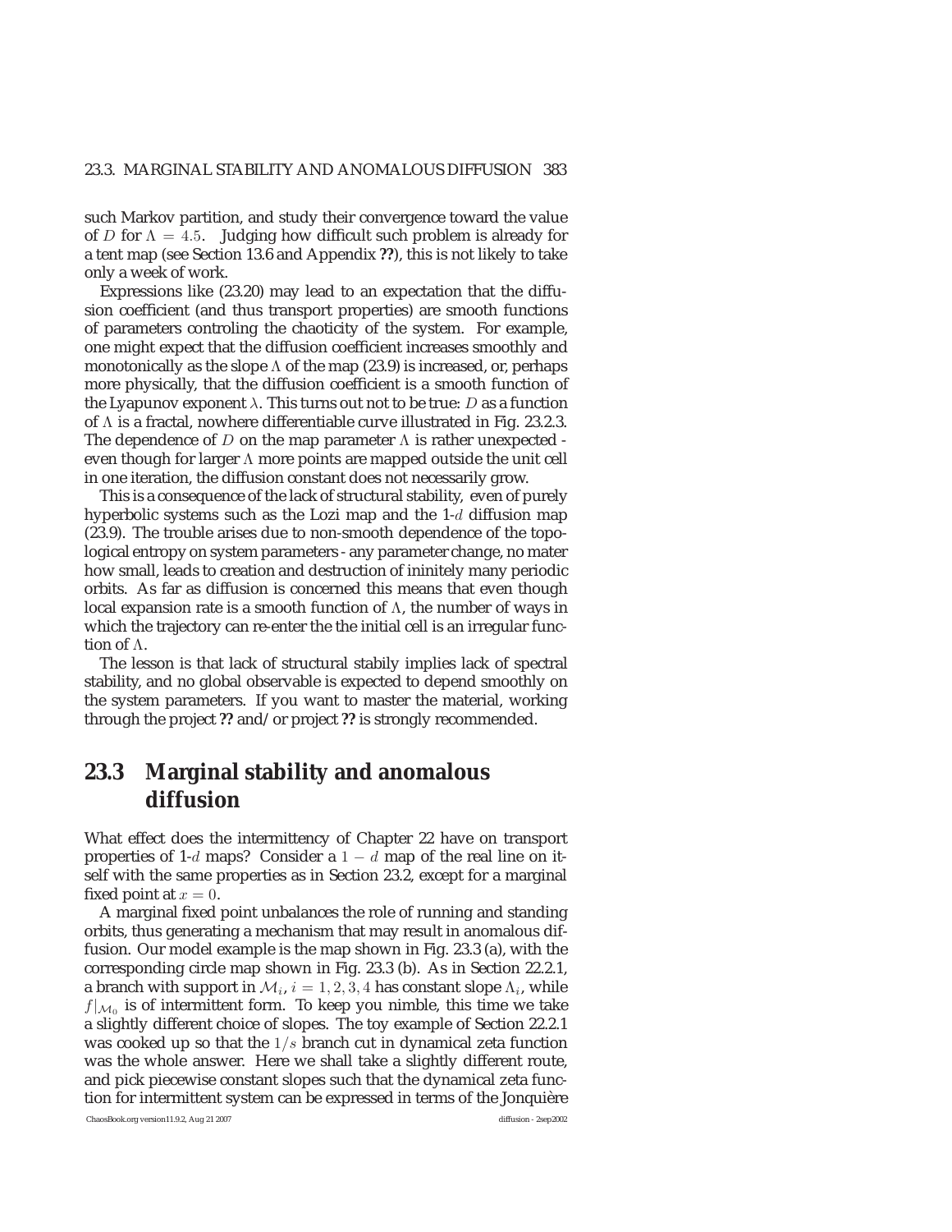such Markov partition, and study their convergence toward the value of $D$ for $\Lambda = 4.5$. Judging how difficult such problem is already for a tent map (see Section 13.6 and Appendix **??**), this is not likely to take only a week of work.

Expressions like (23.20) may lead to an expectation that the diffusion coefficient (and thus transport properties) are smooth functions of parameters controling the chaoticity of the system. For example, one might expect that the diffusion coefficient increases smoothly and monotonically as the slope $\Lambda$ of the map (23.9) is increased, or, perhaps more physically, that the diffusion coefficient is a smooth function of the Lyapunov exponent $\lambda$. This turns out not to be true: $D$ as a function of $\Lambda$ is a fractal, nowhere differentiable curve illustrated in Fig. 23.2.3. The dependence of $D$ on the map parameter $\Lambda$ is rather unexpected - even though for larger $\Lambda$ more points are mapped outside the unit cell in one iteration, the diffusion constant does not necessarily grow.

This is a consequence of the lack of structural stability, even of purely hyperbolic systems such as the Lozi map and the 1-$d$ diffusion map (23.9). The trouble arises due to non-smooth dependence of the topological entropy on system parameters - any parameter change, no mater how small, leads to creation and destruction of ininitely many periodic orbits. As far as diffusion is concerned this means that even though local expansion rate is a smooth function of $\Lambda$, the number of ways in which the trajectory can re-enter the the initial cell is an irregular function of $\Lambda$.

The lesson is that lack of structural stabily implies lack of spectral stability, and no global observable is expected to depend smoothly on the system parameters. If you want to master the material, working through the project **??** and/or project **??** is strongly recommended.

## 23.3 Marginal stability and anomalous diffusion

What effect does the intermittency of Chapter 22 have on transport properties of 1-$d$ maps? Consider a $1-d$ map of the real line on itself with the same properties as in Section 23.2, except for a marginal fixed point at $x = 0$.

A marginal fixed point unbalances the role of running and standing orbits, thus generating a mechanism that may result in anomalous diffusion. Our model example is the map shown in Fig. 23.3 (a), with the corresponding circle map shown in Fig. 23.3 (b). As in Section 22.2.1, a branch with support in $\mathcal{M}_i$, $i = 1, 2, 3, 4$ has constant slope $\Lambda_i$, while $f|_{\mathcal{M}_0}$ is of intermittent form. To keep you nimble, this time we take a slightly different choice of slopes. The toy example of Section 22.2.1 was cooked up so that the $1/s$ branch cut in dynamical zeta function was the whole answer. Here we shall take a slightly different route, and pick piecewise constant slopes such that the dynamical zeta function for intermittent system can be expressed in terms of the Jonquière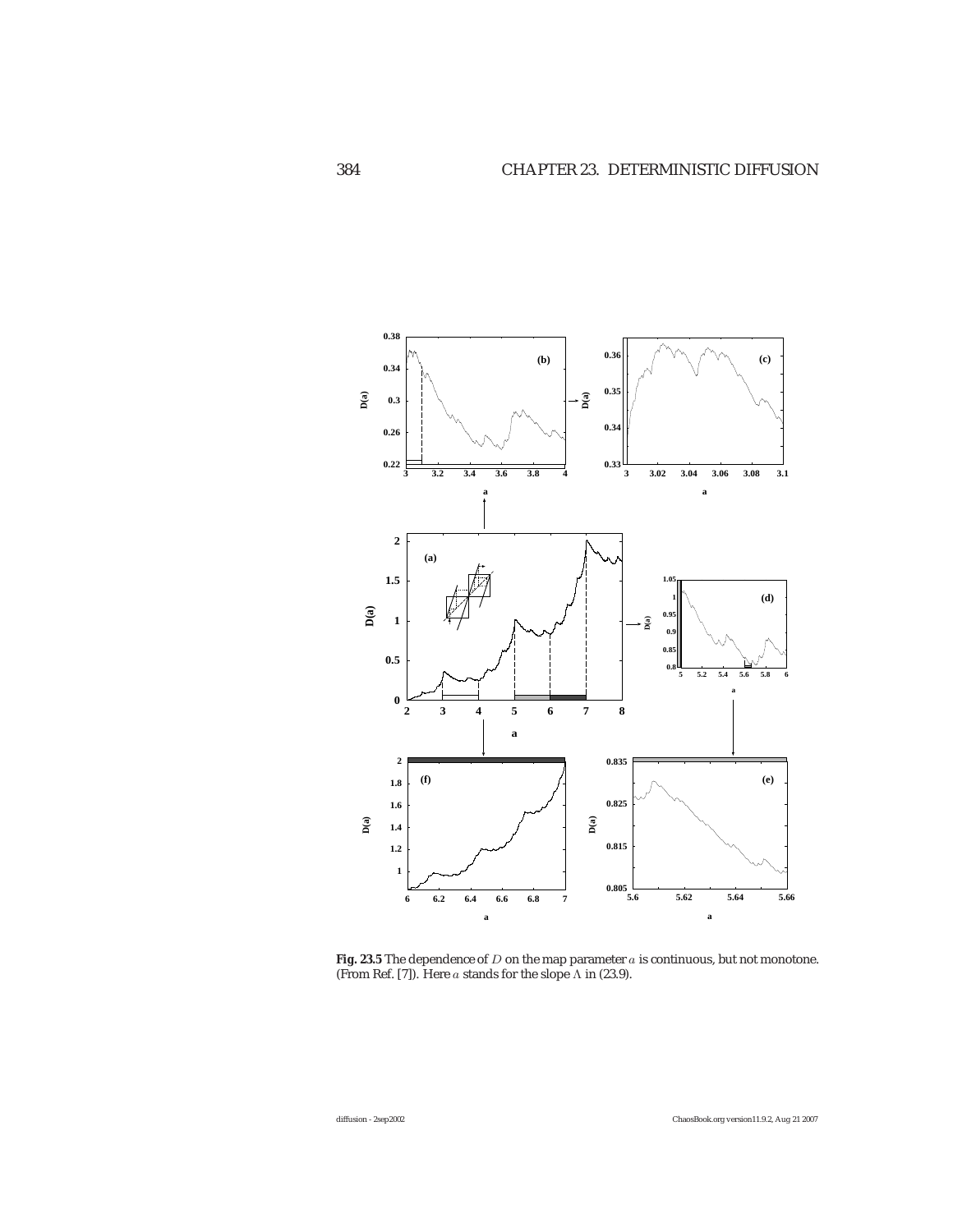**Fig. 23.5** The dependence of $D$ on the map parameter $a$ is continuous, but not monotone. (From Ref. [7]). Here $a$ stands for the slope $\Lambda$ in (23.9).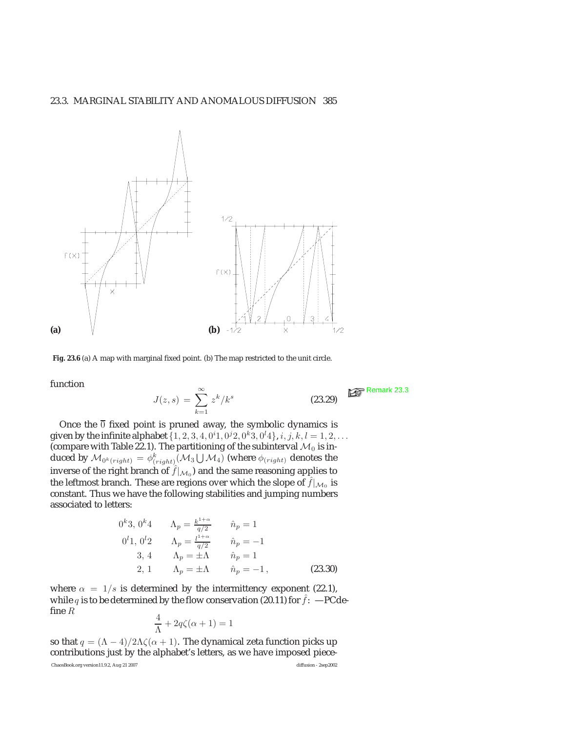**Fig. 23.6** (a) A map with marginal fixed point. (b) The map restricted to the unit circle.

function

$$J(z,s) = \sum_{k=1}^{\infty} z^k/k^s \tag{23.29}$$

Remark 23.3

Once the $\overline{0}$ fixed point is pruned away, the symbolic dynamics is given by the infinite alphabet $\{1, 2, 3, 4, 0^i1, 0^j2, 0^k3, 0^l4\}$, $i, j, k, l = 1, 2, \ldots$ (compare with Table 22.1). The partitioning of the subinterval $\mathcal{M}_0$ is induced by $\mathcal{M}_{0^k(right)} = \phi^k_{(right)}(\mathcal{M}_3 \bigcup \mathcal{M}_4)$ (where $\phi_{(right)}$ denotes the inverse of the right branch of $\hat{f}|_{\mathcal{M}_0}$) and the same reasoning applies to the leftmost branch. These are regions over which the slope of $\hat{f}|_{\mathcal{M}_0}$ is constant. Thus we have the following stabilities and jumping numbers associated to letters:

$$\begin{array}{cll}
0^k3,\, 0^k4 & \Lambda_p = \frac{k^{1+\alpha}}{q/2} & \hat{n}_p = 1 \\
0^l1,\, 0^l2 & \Lambda_p = \frac{l^{1+\alpha}}{q/2} & \hat{n}_p = -1 \\
3,\, 4 & \Lambda_p = \pm\Lambda & \hat{n}_p = 1 \\
2,\, 1 & \Lambda_p = \pm\Lambda & \hat{n}_p = -1\,,
\end{array} \tag{23.30}$$

where $\alpha = 1/s$ is determined by the intermittency exponent (22.1), while $q$ is to be determined by the flow conservation (20.11) for $\hat{f}$: —PCdefine $R$

$$\frac{4}{\Lambda} + 2q\zeta(\alpha + 1) = 1$$

so that $q = (\Lambda - 4)/2\Lambda\zeta(\alpha + 1)$. The dynamical zeta function picks up contributions just by the alphabet's letters, as we have imposed piece-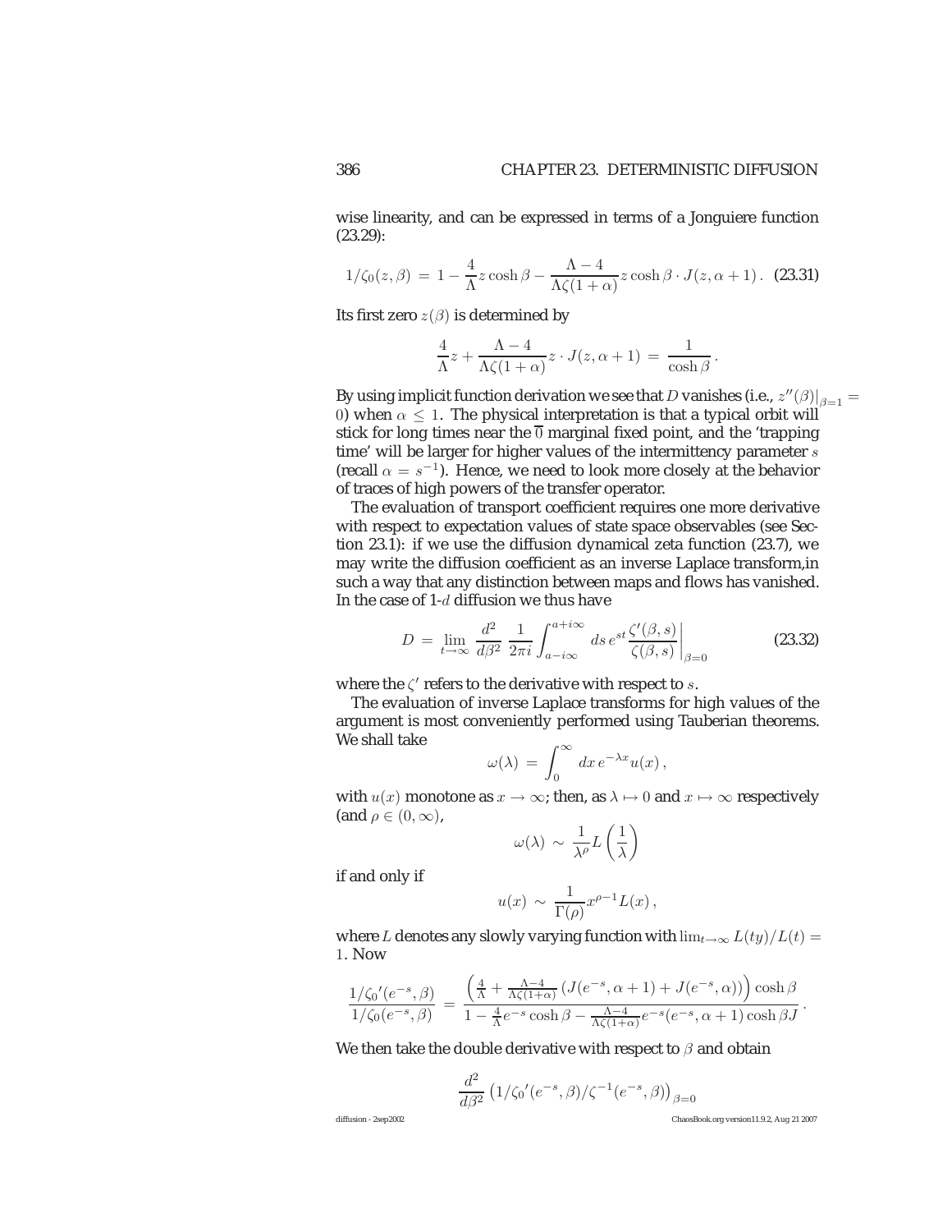wise linearity, and can be expressed in terms of a Jonguiere function (23.29):

$$1/\zeta_0(z,\beta) \;=\; 1 - \frac{4}{\Lambda} z \cosh\beta - \frac{\Lambda-4}{\Lambda\zeta(1+\alpha)} z \cosh\beta \cdot J(z,\alpha+1)\,. \quad (23.31)$$

Its first zero $z(\beta)$ is determined by

$$\frac{4}{\Lambda} z + \frac{\Lambda-4}{\Lambda\zeta(1+\alpha)} z \cdot J(z,\alpha+1) \;=\; \frac{1}{\cosh\beta}\,.$$

By using implicit function derivation we see that $D$ vanishes (i.e., $z''(\beta)|_{\beta=1} = 0$) when $\alpha \le 1$. The physical interpretation is that a typical orbit will stick for long times near the $\overline{0}$ marginal fixed point, and the 'trapping time' will be larger for higher values of the intermittency parameter $s$ (recall $\alpha = s^{-1}$). Hence, we need to look more closely at the behavior of traces of high powers of the transfer operator.

The evaluation of transport coefficient requires one more derivative with respect to expectation values of state space observables (see Section 23.1): if we use the diffusion dynamical zeta function (23.7), we may write the diffusion coefficient as an inverse Laplace transform,in such a way that any distinction between maps and flows has vanished. In the case of 1-$d$ diffusion we thus have

$$D \;=\; \lim_{t\to\infty} \frac{d^2}{d\beta^2}\, \frac{1}{2\pi i} \int_{a-i\infty}^{a+i\infty} ds\, e^{st} \frac{\zeta'(\beta,s)}{\zeta(\beta,s)}\bigg|_{\beta=0} \quad (23.32)$$

where the $\zeta'$ refers to the derivative with respect to $s$.

The evaluation of inverse Laplace transforms for high values of the argument is most conveniently performed using Tauberian theorems. We shall take

$$\omega(\lambda) \;=\; \int_0^\infty dx\, e^{-\lambda x} u(x)\,,$$

with $u(x)$ monotone as $x \to \infty$; then, as $\lambda \mapsto 0$ and $x \mapsto \infty$ respectively (and $\rho \in (0,\infty)$,

$$\omega(\lambda) \;\sim\; \frac{1}{\lambda^\rho} L\left(\frac{1}{\lambda}\right)$$

if and only if

$$u(x) \;\sim\; \frac{1}{\Gamma(\rho)} x^{\rho-1} L(x)\,,$$

where $L$ denotes any slowly varying function with $\lim_{t\to\infty} L(ty)/L(t) = 1$. Now

$$\frac{1/\zeta_0{}'(e^{-s},\beta)}{1/\zeta_0(e^{-s},\beta)} \;=\; \frac{\left(\frac{4}{\Lambda} + \frac{\Lambda-4}{\Lambda\zeta(1+\alpha)}\left(J(e^{-s},\alpha+1) + J(e^{-s},\alpha)\right)\right)\cosh\beta}{1 - \frac{4}{\Lambda}e^{-s}\cosh\beta - \frac{\Lambda-4}{\Lambda\zeta(1+\alpha)}e^{-s}(e^{-s},\alpha+1)\cosh\beta J}\,.$$

We then take the double derivative with respect to $\beta$ and obtain

$$\frac{d^2}{d\beta^2}\left(1/\zeta_0{}'(e^{-s},\beta)/\zeta^{-1}(e^{-s},\beta)\right)_{\beta=0}$$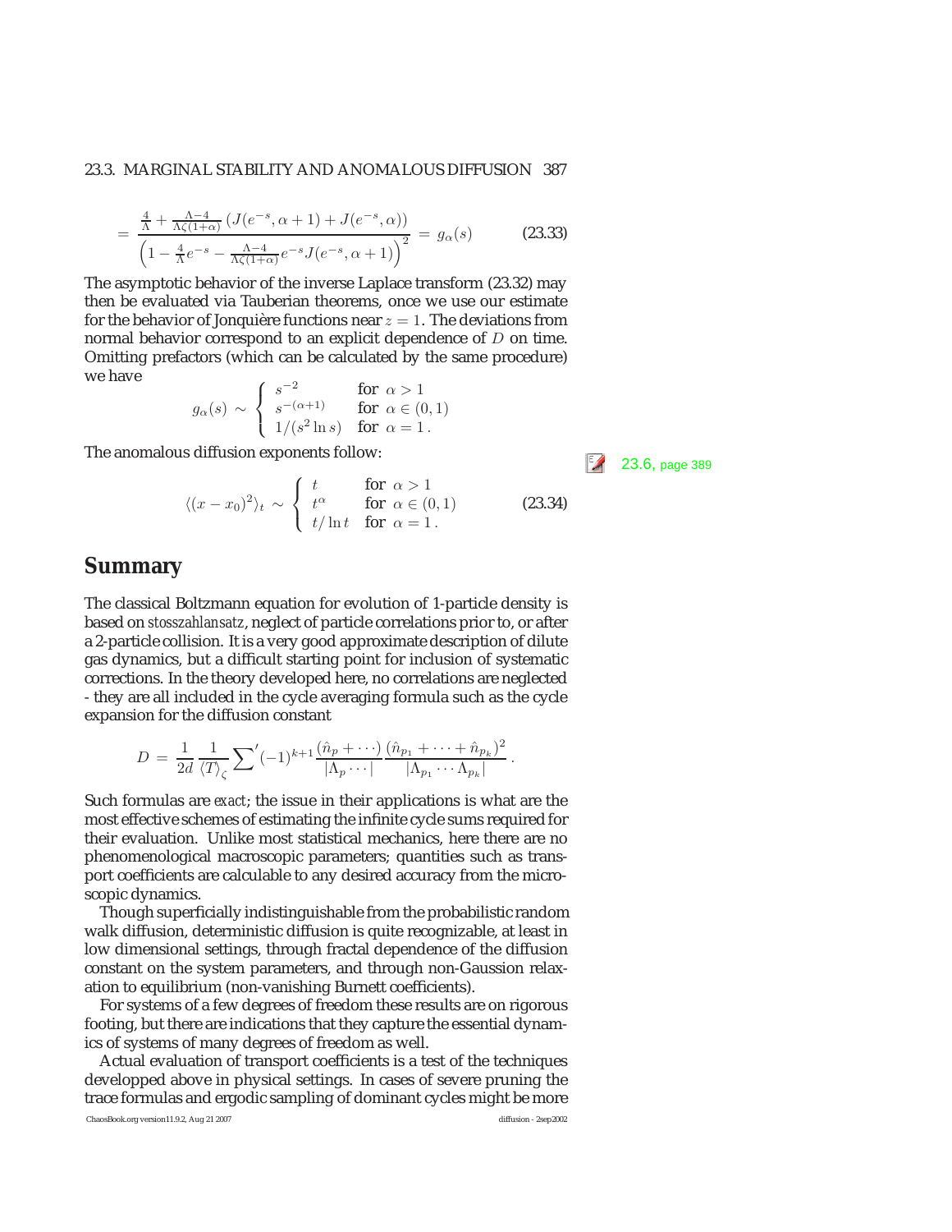$$= \frac{\frac{4}{\Lambda} + \frac{\Lambda-4}{\Lambda\zeta(1+\alpha)}\left(J(e^{-s},\alpha+1) + J(e^{-s},\alpha)\right)}{\left(1 - \frac{4}{\Lambda}e^{-s} - \frac{\Lambda-4}{\Lambda\zeta(1+\alpha)}e^{-s}J(e^{-s},\alpha+1)\right)^2} = g_\alpha(s) \qquad (23.33)$$

The asymptotic behavior of the inverse Laplace transform (23.32) may then be evaluated via Tauberian theorems, once we use our estimate for the behavior of Jonquière functions near $z = 1$. The deviations from normal behavior correspond to an explicit dependence of $D$ on time. Omitting prefactors (which can be calculated by the same procedure) we have

$$g_\alpha(s) \sim \begin{cases} s^{-2} & \text{for } \alpha > 1 \\ s^{-(\alpha+1)} & \text{for } \alpha \in (0,1) \\ 1/(s^2 \ln s) & \text{for } \alpha = 1\,. \end{cases}$$

The anomalous diffusion exponents follow:

23.6, page 389

$$\langle (x - x_0)^2 \rangle_t \sim \begin{cases} t & \text{for } \alpha > 1 \\ t^\alpha & \text{for } \alpha \in (0,1) \\ t/\ln t & \text{for } \alpha = 1\,. \end{cases} \qquad (23.34)$$

# Summary

The classical Boltzmann equation for evolution of 1-particle density is based on *stosszahlansatz*, neglect of particle correlations prior to, or after a 2-particle collision. It is a very good approximate description of dilute gas dynamics, but a difficult starting point for inclusion of systematic corrections. In the theory developed here, no correlations are neglected - they are all included in the cycle averaging formula such as the cycle expansion for the diffusion constant

$$D = \frac{1}{2d}\frac{1}{\langle T \rangle_\zeta} \sum{}' (-1)^{k+1} \frac{(\hat{n}_p + \cdots)}{|\Lambda_p \cdots|} \frac{(\hat{n}_{p_1} + \cdots + \hat{n}_{p_k})^2}{|\Lambda_{p_1} \cdots \Lambda_{p_k}|}\,.$$

Such formulas are *exact*; the issue in their applications is what are the most effective schemes of estimating the infinite cycle sums required for their evaluation. Unlike most statistical mechanics, here there are no phenomenological macroscopic parameters; quantities such as transport coefficients are calculable to any desired accuracy from the microscopic dynamics.

Though superficially indistinguishable from the probabilistic random walk diffusion, deterministic diffusion is quite recognizable, at least in low dimensional settings, through fractal dependence of the diffusion constant on the system parameters, and through non-Gaussion relaxation to equilibrium (non-vanishing Burnett coefficients).

For systems of a few degrees of freedom these results are on rigorous footing, but there are indications that they capture the essential dynamics of systems of many degrees of freedom as well.

Actual evaluation of transport coefficients is a test of the techniques developped above in physical settings. In cases of severe pruning the trace formulas and ergodic sampling of dominant cycles might be more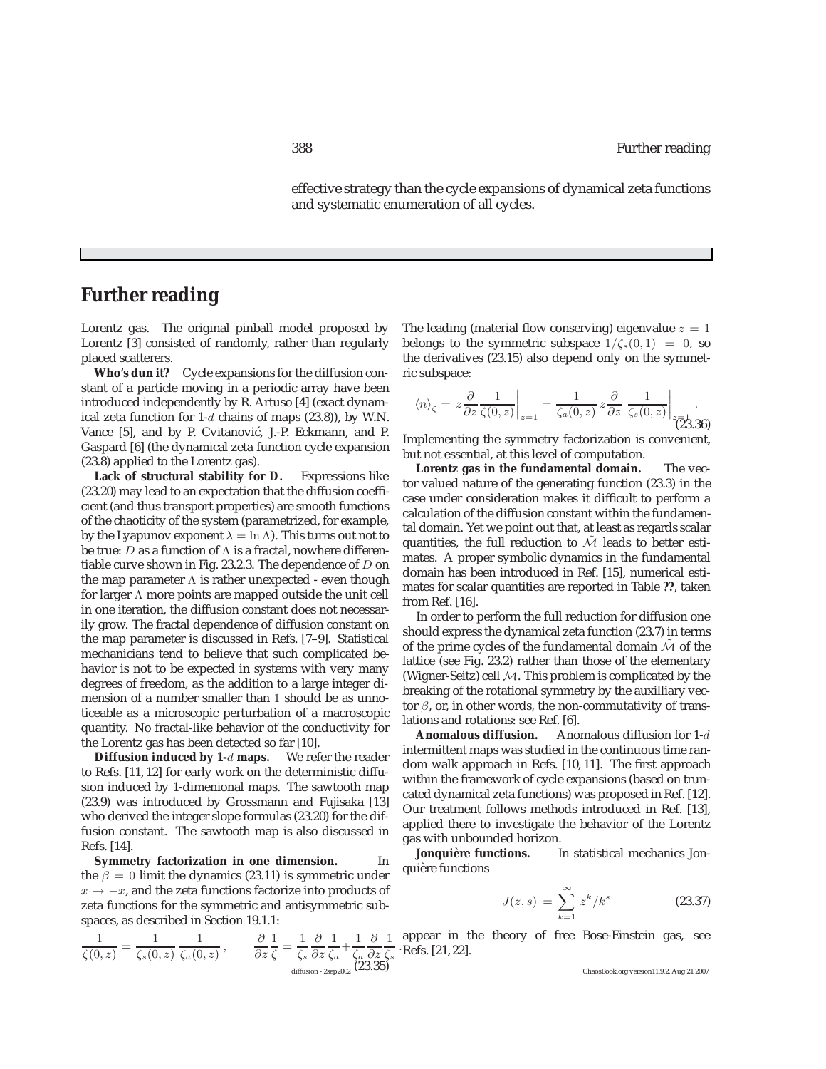effective strategy than the cycle expansions of dynamical zeta functions and systematic enumeration of all cycles.

## Further reading

**Lorentz gas.** The original pinball model proposed by Lorentz [3] consisted of randomly, rather than regularly placed scatterers.

**Who's dun it?** Cycle expansions for the diffusion constant of a particle moving in a periodic array have been introduced independently by R. Artuso [4] (exact dynamical zeta function for 1-$d$ chains of maps (23.8)), by W.N. Vance [5], and by P. Cvitanović, J.-P. Eckmann, and P. Gaspard [6] (the dynamical zeta function cycle expansion (23.8) applied to the Lorentz gas).

**Lack of structural stability for $D$.** Expressions like (23.20) may lead to an expectation that the diffusion coefficient (and thus transport properties) are smooth functions of the chaoticity of the system (parametrized, for example, by the Lyapunov exponent $\lambda = \ln \Lambda$). This turns out not to be true: $D$ as a function of $\Lambda$ is a fractal, nowhere differentiable curve shown in Fig. 23.2.3. The dependence of $D$ on the map parameter $\Lambda$ is rather unexpected - even though for larger $\Lambda$ more points are mapped outside the unit cell in one iteration, the diffusion constant does not necessarily grow. The fractal dependence of diffusion constant on the map parameter is discussed in Refs. [7–9]. Statistical mechanicians tend to believe that such complicated behavior is not to be expected in systems with very many degrees of freedom, as the addition to a large integer dimension of a number smaller than 1 should be as unnoticeable as a microscopic perturbation of a macroscopic quantity. No fractal-like behavior of the conductivity for the Lorentz gas has been detected so far [10].

**Diffusion induced by 1-$d$ maps.** We refer the reader to Refs. [11, 12] for early work on the deterministic diffusion induced by 1-dimenional maps. The sawtooth map (23.9) was introduced by Grossmann and Fujisaka [13] who derived the integer slope formulas (23.20) for the diffusion constant. The sawtooth map is also discussed in Refs. [14].

**Symmetry factorization in one dimension.** In the $\beta = 0$ limit the dynamics (23.11) is symmetric under $x \to -x$, and the zeta functions factorize into products of zeta functions for the symmetric and antisymmetric subspaces, as described in Section 19.1.1:

$$\frac{1}{\zeta(0,z)} = \frac{1}{\zeta_s(0,z)}\,\frac{1}{\zeta_a(0,z)}\,, \qquad \frac{\partial}{\partial z}\frac{1}{\zeta} = \frac{1}{\zeta_s}\frac{\partial}{\partial z}\frac{1}{\zeta_a} + \frac{1}{\zeta_a}\frac{\partial}{\partial z}\frac{1}{\zeta_s}\,. \tag{23.35}$$

The leading (material flow conserving) eigenvalue $z = 1$ belongs to the symmetric subspace $1/\zeta_s(0,1) = 0$, so the derivatives (23.15) also depend only on the symmetric subspace:

$$\langle n \rangle_\zeta = z\frac{\partial}{\partial z}\frac{1}{\zeta(0,z)}\bigg|_{z=1} = \frac{1}{\zeta_a(0,z)}\,z\frac{\partial}{\partial z}\,\frac{1}{\zeta_s(0,z)}\bigg|_{z=1}\,. \tag{23.36}$$

Implementing the symmetry factorization is convenient, but not essential, at this level of computation.

**Lorentz gas in the fundamental domain.** The vector valued nature of the generating function (23.3) in the case under consideration makes it difficult to perform a calculation of the diffusion constant within the fundamental domain. Yet we point out that, at least as regards scalar quantities, the full reduction to $\tilde{\mathcal{M}}$ leads to better estimates. A proper symbolic dynamics in the fundamental domain has been introduced in Ref. [15], numerical estimates for scalar quantities are reported in Table **??**, taken from Ref. [16].

In order to perform the full reduction for diffusion one should express the dynamical zeta function (23.7) in terms of the prime cycles of the fundamental domain $\tilde{\mathcal{M}}$ of the lattice (see Fig. 23.2) rather than those of the elementary (Wigner-Seitz) cell $\mathcal{M}$. This problem is complicated by the breaking of the rotational symmetry by the auxilliary vector $\beta$, or, in other words, the non-commutativity of translations and rotations: see Ref. [6].

**Anomalous diffusion.** Anomalous diffusion for 1-$d$ intermittent maps was studied in the continuous time random walk approach in Refs. [10, 11]. The first approach within the framework of cycle expansions (based on truncated dynamical zeta functions) was proposed in Ref. [12]. Our treatment follows methods introduced in Ref. [13], applied there to investigate the behavior of the Lorentz gas with unbounded horizon.

**Jonquière functions.** In statistical mechanics Jonquière functions

$$J(z,s) = \sum_{k=1}^{\infty} z^k/k^s \tag{23.37}$$

appear in the theory of free Bose-Einstein gas, see Refs. [21, 22].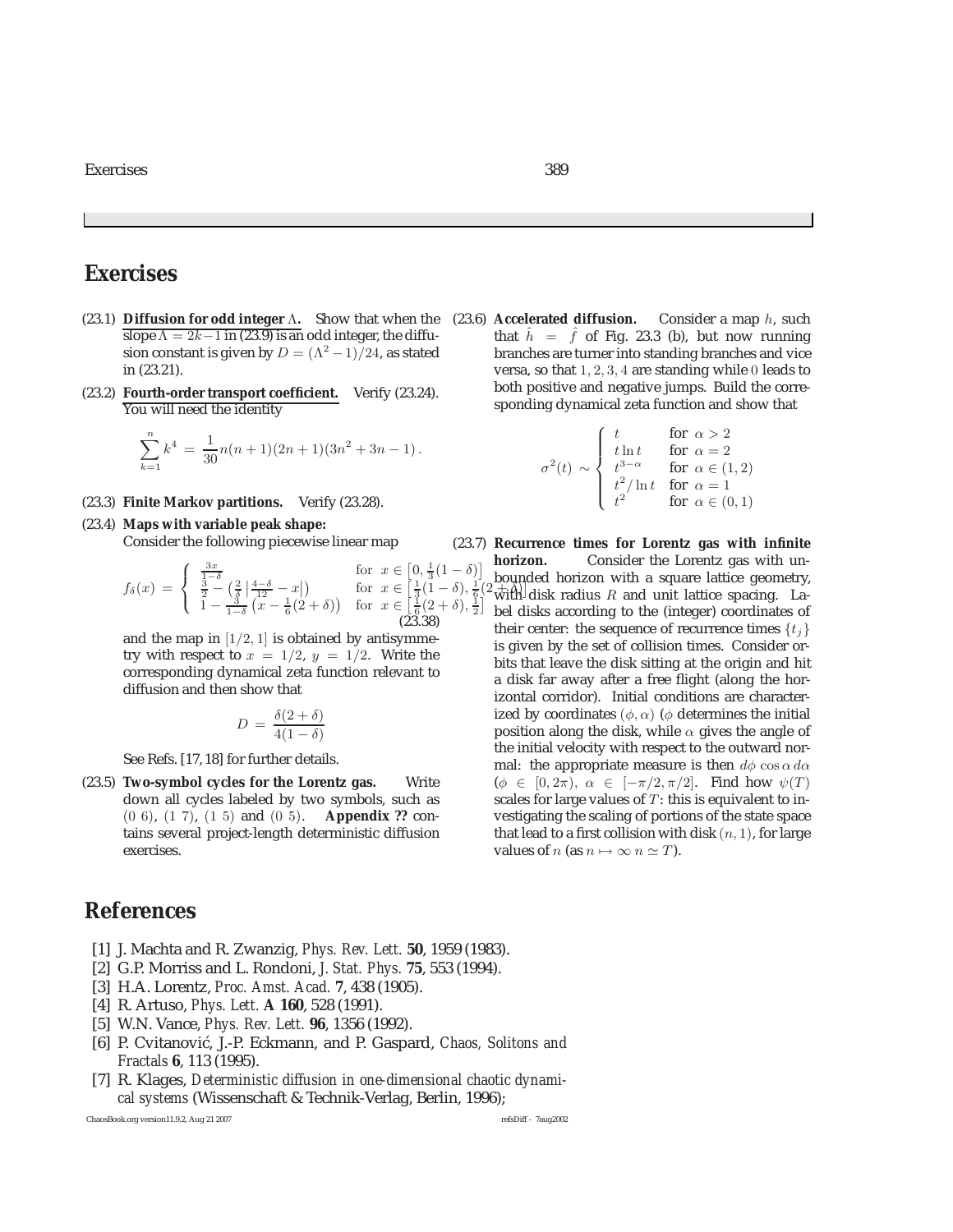## Exercises

(23.1) **Diffusion for odd integer $\Lambda$.** Show that when the slope $\Lambda = 2k-1$ in (23.9) is an odd integer, the diffusion constant is given by $D = (\Lambda^2 - 1)/24$, as stated in (23.21).

(23.2) **Fourth-order transport coefficient.** Verify (23.24). You will need the identity

$$\sum_{k=1}^{n} k^4 \,=\, \frac{1}{30}n(n+1)(2n+1)(3n^2+3n-1)\,.$$

(23.3) **Finite Markov partitions.** Verify (23.28).

(23.4) **Maps with variable peak shape:**
Consider the following piecewise linear map

$$f_\delta(x) \,=\, \begin{cases} \frac{3x}{1-\delta} & \text{for } x \in \left[0, \frac{1}{3}(1-\delta)\right] \\ \frac{3}{2} - \left(\frac{2}{\delta}\left|\frac{4-\delta}{12} - x\right|\right) & \text{for } x \in \left[\frac{1}{3}(1-\delta), \frac{1}{6}(2+\delta)\right] \\ 1 - \frac{3}{1-\delta}\left(x - \frac{1}{6}(2+\delta)\right) & \text{for } x \in \left[\frac{1}{6}(2+\delta), \frac{1}{2}\right] \end{cases} \tag{23.38}$$

and the map in $[1/2, 1]$ is obtained by antisymmetry with respect to $x = 1/2$, $y = 1/2$. Write the corresponding dynamical zeta function relevant to diffusion and then show that

$$D \,=\, \frac{\delta(2+\delta)}{4(1-\delta)}$$

See Refs. [17, 18] for further details.

(23.5) **Two-symbol cycles for the Lorentz gas.** Write down all cycles labeled by two symbols, such as $(0\ 6)$, $(1\ 7)$, $(1\ 5)$ and $(0\ 5)$. **Appendix ??** contains several project-length deterministic diffusion exercises.

(23.6) **Accelerated diffusion.** Consider a map $h$, such that $\hat{h} = \hat{f}$ of Fig. 23.3 (b), but now running branches are turner into standing branches and vice versa, so that $1, 2, 3, 4$ are standing while $0$ leads to both positive and negative jumps. Build the corresponding dynamical zeta function and show that

$$\sigma^2(t) \sim \begin{cases} t & \text{for } \alpha > 2 \\ t \ln t & \text{for } \alpha = 2 \\ t^{3-\alpha} & \text{for } \alpha \in (1,2) \\ t^2/\ln t & \text{for } \alpha = 1 \\ t^2 & \text{for } \alpha \in (0,1) \end{cases}$$

(23.7) **Recurrence times for Lorentz gas with infinite horizon.** Consider the Lorentz gas with unbounded horizon with a square lattice geometry, with disk radius $R$ and unit lattice spacing. Label disks according to the (integer) coordinates of their center: the sequence of recurrence times $\{t_j\}$ is given by the set of collision times. Consider orbits that leave the disk sitting at the origin and hit a disk far away after a free flight (along the horizontal corridor). Initial conditions are characterized by coordinates $(\phi, \alpha)$ ($\phi$ determines the initial position along the disk, while $\alpha$ gives the angle of the initial velocity with respect to the outward normal: the appropriate measure is then $d\phi\, \cos\alpha\, d\alpha$ ($\phi \in [0, 2\pi)$, $\alpha \in [-\pi/2, \pi/2]$. Find how $\psi(T)$ scales for large values of $T$: this is equivalent to investigating the scaling of portions of the state space that lead to a first collision with disk $(n, 1)$, for large values of $n$ (as $n \mapsto \infty$ $n \simeq T$).

## References

[1] J. Machta and R. Zwanzig, *Phys. Rev. Lett.* **50**, 1959 (1983).

[2] G.P. Morriss and L. Rondoni, *J. Stat. Phys.* **75**, 553 (1994).

[3] H.A. Lorentz, *Proc. Amst. Acad.* **7**, 438 (1905).

[4] R. Artuso, *Phys. Lett.* **A 160**, 528 (1991).

[5] W.N. Vance, *Phys. Rev. Lett.* **96**, 1356 (1992).

[6] P. Cvitanović, J.-P. Eckmann, and P. Gaspard, *Chaos, Solitons and Fractals* **6**, 113 (1995).

[7] R. Klages, *Deterministic diffusion in one-dimensional chaotic dynamical systems* (Wissenschaft & Technik-Verlag, Berlin, 1996);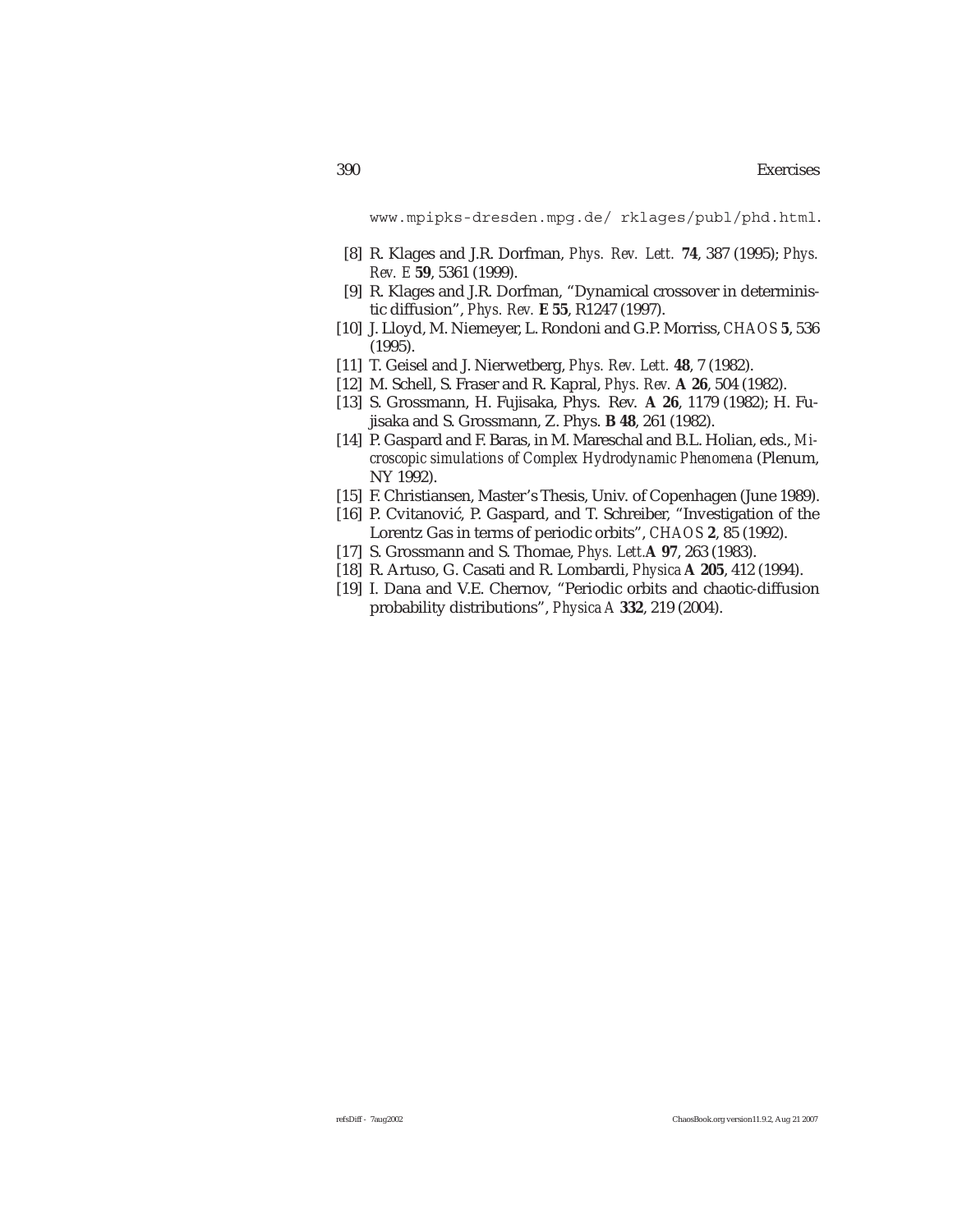www.mpipks-dresden.mpg.de/ rklages/publ/phd.html.

[8] R. Klages and J.R. Dorfman, *Phys. Rev. Lett.* **74**, 387 (1995); *Phys. Rev. E* **59**, 5361 (1999).

[9] R. Klages and J.R. Dorfman, "Dynamical crossover in deterministic diffusion", *Phys. Rev.* **E 55**, R1247 (1997).

[10] J. Lloyd, M. Niemeyer, L. Rondoni and G.P. Morriss, *CHAOS* **5**, 536 (1995).

[11] T. Geisel and J. Nierwetberg, *Phys. Rev. Lett.* **48**, 7 (1982).

[12] M. Schell, S. Fraser and R. Kapral, *Phys. Rev.* **A 26**, 504 (1982).

[13] S. Grossmann, H. Fujisaka, Phys. Rev. **A 26**, 1179 (1982); H. Fujisaka and S. Grossmann, Z. Phys. **B 48**, 261 (1982).

[14] P. Gaspard and F. Baras, in M. Mareschal and B.L. Holian, eds., *Microscopic simulations of Complex Hydrodynamic Phenomena* (Plenum, NY 1992).

[15] F. Christiansen, Master's Thesis, Univ. of Copenhagen (June 1989).

[16] P. Cvitanović, P. Gaspard, and T. Schreiber, "Investigation of the Lorentz Gas in terms of periodic orbits", *CHAOS* **2**, 85 (1992).

[17] S. Grossmann and S. Thomae, *Phys. Lett.***A 97**, 263 (1983).

[18] R. Artuso, G. Casati and R. Lombardi, *Physica* **A 205**, 412 (1994).

[19] I. Dana and V.E. Chernov, "Periodic orbits and chaotic-diffusion probability distributions", *Physica A* **332**, 219 (2004).